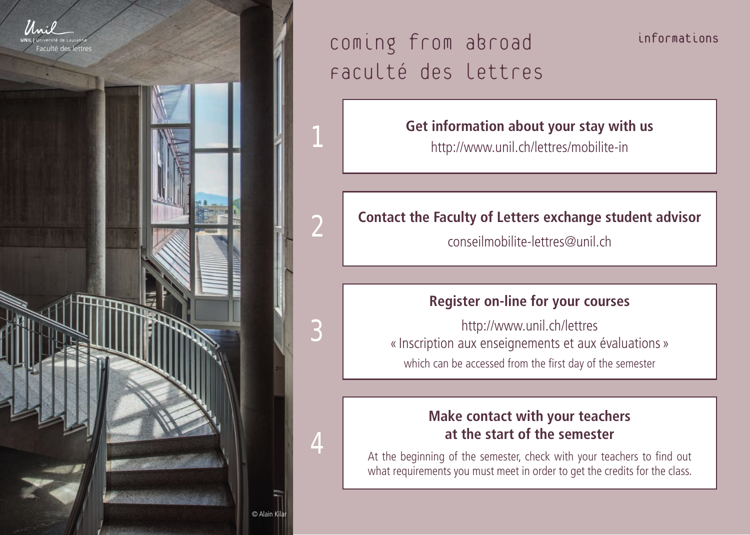Unil

UNIL | Université de Lausanne

Faculté des lettres

# coming from abroad faculté des lettres

informations

1. **Get information about your stay with us**

   http://www.unil.ch/lettres/mobilite-in

2. **Contact the Faculty of Letters exchange student advisor**

   conseilmobilite-lettres@unil.ch

3. **Register on-line for your courses**

   http://www.unil.ch/lettres

   « Inscription aux enseignements et aux évaluations »

   which can be accessed from the first day of the semester

4. **Make contact with your teachers at the start of the semester**

   At the beginning of the semester, check with your teachers to find out what requirements you must meet in order to get the credits for the class.

© Alain Kilar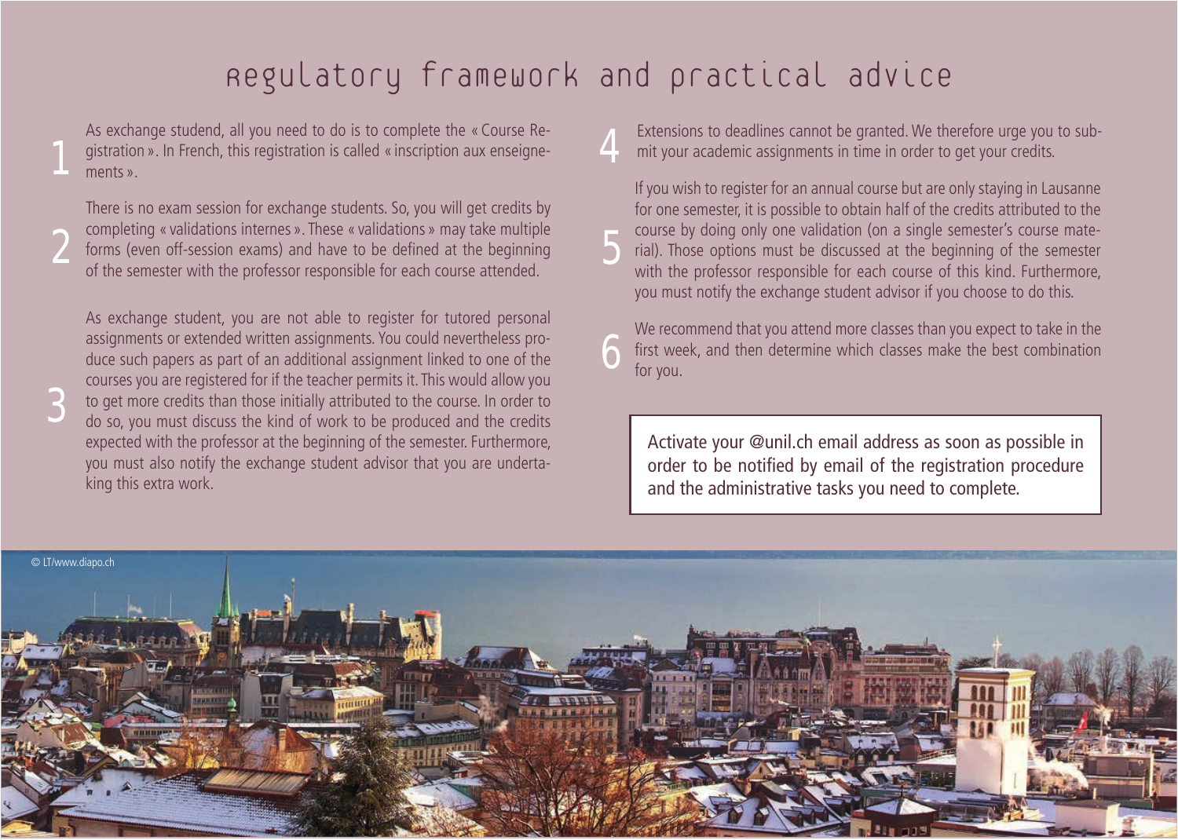# Regulatory framework and practical advice

1. As exchange studend, all you need to do is to complete the « Course Registration ». In French, this registration is called « inscription aux enseignements ».

2. There is no exam session for exchange students. So, you will get credits by completing « validations internes ». These « validations » may take multiple forms (even off-session exams) and have to be defined at the beginning of the semester with the professor responsible for each course attended.

3. As exchange student, you are not able to register for tutored personal assignments or extended written assignments. You could nevertheless produce such papers as part of an additional assignment linked to one of the courses you are registered for if the teacher permits it. This would allow you to get more credits than those initially attributed to the course. In order to do so, you must discuss the kind of work to be produced and the credits expected with the professor at the beginning of the semester. Furthermore, you must also notify the exchange student advisor that you are undertaking this extra work.

4. Extensions to deadlines cannot be granted. We therefore urge you to submit your academic assignments in time in order to get your credits.

5. If you wish to register for an annual course but are only staying in Lausanne for one semester, it is possible to obtain half of the credits attributed to the course by doing only one validation (on a single semester's course material). Those options must be discussed at the beginning of the semester with the professor responsible for each course of this kind. Furthermore, you must notify the exchange student advisor if you choose to do this.

6. We recommend that you attend more classes than you expect to take in the first week, and then determine which classes make the best combination for you.

Activate your @unil.ch email address as soon as possible in order to be notified by email of the registration procedure and the administrative tasks you need to complete.

© LT/www.diapo.ch